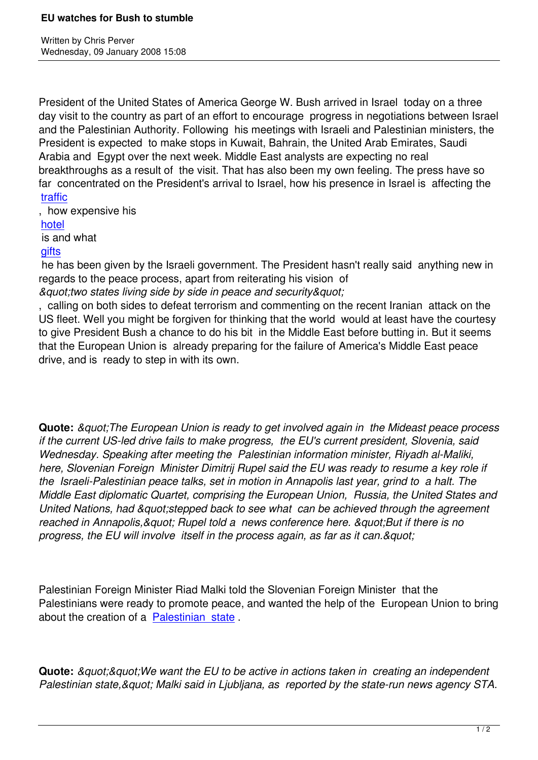# EU watches for Bush to stumble

Written by Chris Perver
Wednesday, 09 January 2008 15:08

President of the United States of America George W. Bush arrived in Israel today on a three day visit to the country as part of an effort to encourage progress in negotiations between Israel and the Palestinian Authority. Following his meetings with Israeli and Palestinian ministers, the President is expected to make stops in Kuwait, Bahrain, the United Arab Emirates, Saudi Arabia and Egypt over the next week. Middle East analysts are expecting no real breakthroughs as a result of the visit. That has also been my own feeling. The press have so far concentrated on the President's arrival to Israel, how his presence in Israel is affecting the traffic, how expensive his hotel is and what gifts he has been given by the Israeli government. The President hasn't really said anything new in regards to the peace process, apart from reiterating his vision of *&quot;two states living side by side in peace and security&quot;*, calling on both sides to defeat terrorism and commenting on the recent Iranian attack on the US fleet. Well you might be forgiven for thinking that the world would at least have the courtesy to give President Bush a chance to do his bit in the Middle East before butting in. But it seems that the European Union is already preparing for the failure of America's Middle East peace drive, and is ready to step in with its own.

**Quote:** *&quot;The European Union is ready to get involved again in the Mideast peace process if the current US-led drive fails to make progress, the EU's current president, Slovenia, said Wednesday. Speaking after meeting the Palestinian information minister, Riyadh al-Maliki, here, Slovenian Foreign Minister Dimitrij Rupel said the EU was ready to resume a key role if the Israeli-Palestinian peace talks, set in motion in Annapolis last year, grind to a halt. The Middle East diplomatic Quartet, comprising the European Union, Russia, the United States and United Nations, had &quot;stepped back to see what can be achieved through the agreement reached in Annapolis,&quot; Rupel told a news conference here. &quot;But if there is no progress, the EU will involve itself in the process again, as far as it can.&quot;*

Palestinian Foreign Minister Riad Malki told the Slovenian Foreign Minister that the Palestinians were ready to promote peace, and wanted the help of the European Union to bring about the creation of a Palestinian state .

**Quote:** *&quot;&quot;We want the EU to be active in actions taken in creating an independent Palestinian state,&quot; Malki said in Ljubljana, as reported by the state-run news agency STA.*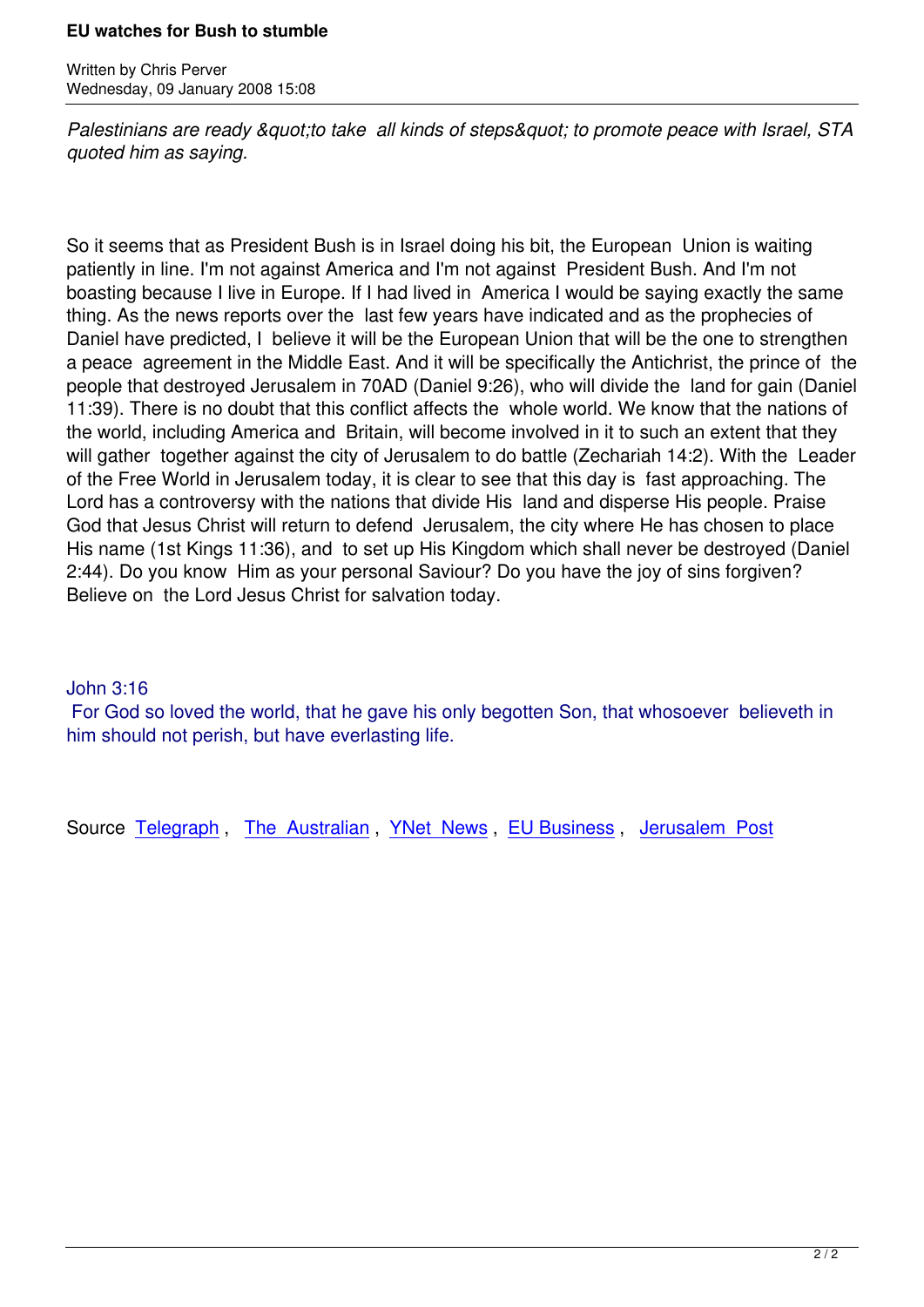*Palestinians are ready &quot;to take all kinds of steps&quot; to promote peace with Israel, STA quoted him as saying.*

So it seems that as President Bush is in Israel doing his bit, the European Union is waiting patiently in line. I'm not against America and I'm not against President Bush. And I'm not boasting because I live in Europe. If I had lived in America I would be saying exactly the same thing. As the news reports over the last few years have indicated and as the prophecies of Daniel have predicted, I believe it will be the European Union that will be the one to strengthen a peace agreement in the Middle East. And it will be specifically the Antichrist, the prince of the people that destroyed Jerusalem in 70AD (Daniel 9:26), who will divide the land for gain (Daniel 11:39). There is no doubt that this conflict affects the whole world. We know that the nations of the world, including America and Britain, will become involved in it to such an extent that they will gather together against the city of Jerusalem to do battle (Zechariah 14:2). With the Leader of the Free World in Jerusalem today, it is clear to see that this day is fast approaching. The Lord has a controversy with the nations that divide His land and disperse His people. Praise God that Jesus Christ will return to defend Jerusalem, the city where He has chosen to place His name (1st Kings 11:36), and to set up His Kingdom which shall never be destroyed (Daniel 2:44). Do you know Him as your personal Saviour? Do you have the joy of sins forgiven? Believe on the Lord Jesus Christ for salvation today.

John 3:16
For God so loved the world, that he gave his only begotten Son, that whosoever believeth in him should not perish, but have everlasting life.

Source Telegraph, The Australian, YNet News, EU Business, Jerusalem Post